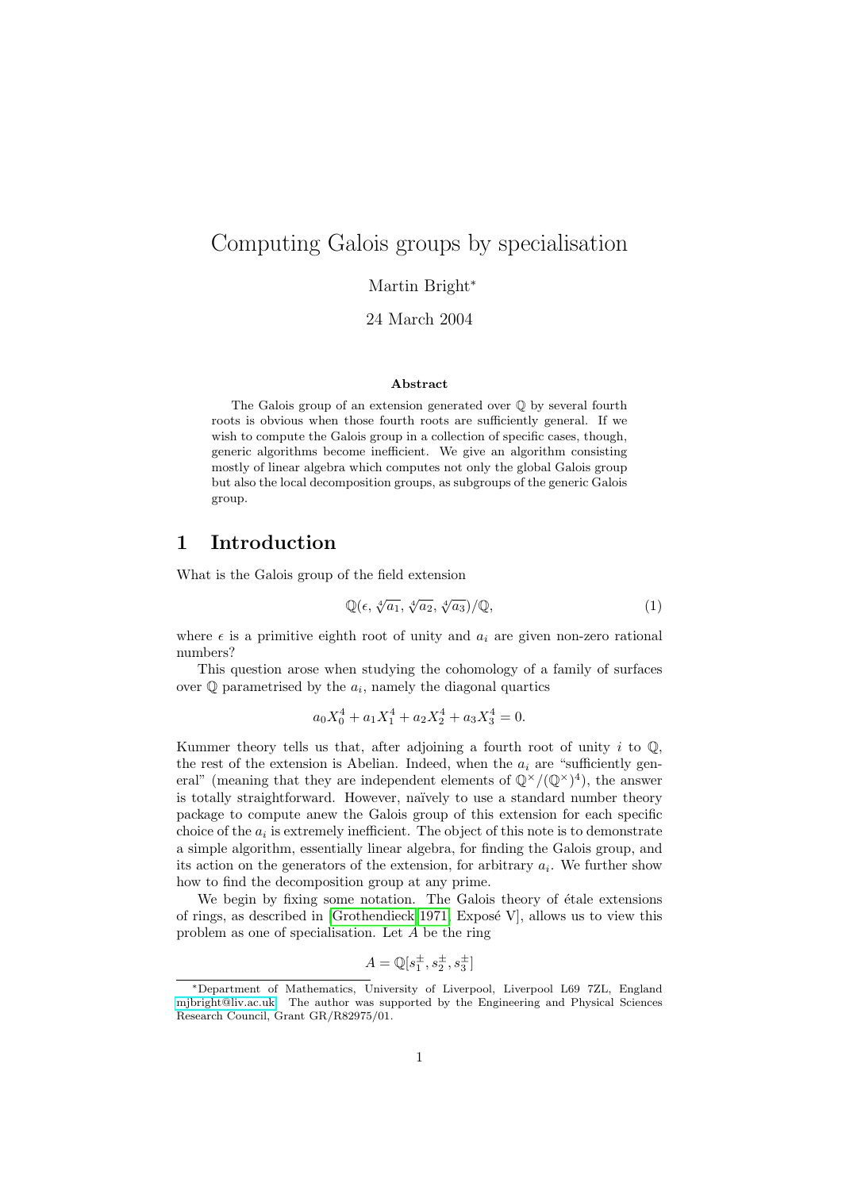# Computing Galois groups by specialisation

Martin Bright[*]

24 March 2004

**Abstract**

The Galois group of an extension generated over $\mathbb{Q}$ by several fourth roots is obvious when those fourth roots are sufficiently general. If we wish to compute the Galois group in a collection of specific cases, though, generic algorithms become inefficient. We give an algorithm consisting mostly of linear algebra which computes not only the global Galois group but also the local decomposition groups, as subgroups of the generic Galois group.

## 1 Introduction

What is the Galois group of the field extension

$$\mathbb{Q}(\epsilon, \sqrt[4]{a_1}, \sqrt[4]{a_2}, \sqrt[4]{a_3})/\mathbb{Q}, \tag{1}$$

where $\epsilon$ is a primitive eighth root of unity and $a_i$ are given non-zero rational numbers?

This question arose when studying the cohomology of a family of surfaces over $\mathbb{Q}$ parametrised by the $a_i$, namely the diagonal quartics

$$a_0X_0^4 + a_1X_1^4 + a_2X_2^4 + a_3X_3^4 = 0.$$

Kummer theory tells us that, after adjoining a fourth root of unity $i$ to $\mathbb{Q}$, the rest of the extension is Abelian. Indeed, when the $a_i$ are "sufficiently general" (meaning that they are independent elements of $\mathbb{Q}^\times/(\mathbb{Q}^\times)^4$), the answer is totally straightforward. However, naïvely to use a standard number theory package to compute anew the Galois group of this extension for each specific choice of the $a_i$ is extremely inefficient. The object of this note is to demonstrate a simple algorithm, essentially linear algebra, for finding the Galois group, and its action on the generators of the extension, for arbitrary $a_i$. We further show how to find the decomposition group at any prime.

We begin by fixing some notation. The Galois theory of étale extensions of rings, as described in [Grothendieck 1971, Exposé V], allows us to view this problem as one of specialisation. Let $A$ be the ring

$$A = \mathbb{Q}[s_1^\pm, s_2^\pm, s_3^\pm]$$

[*]Department of Mathematics, University of Liverpool, Liverpool L69 7ZL, England mjbright@liv.ac.uk. The author was supported by the Engineering and Physical Sciences Research Council, Grant GR/R82975/01.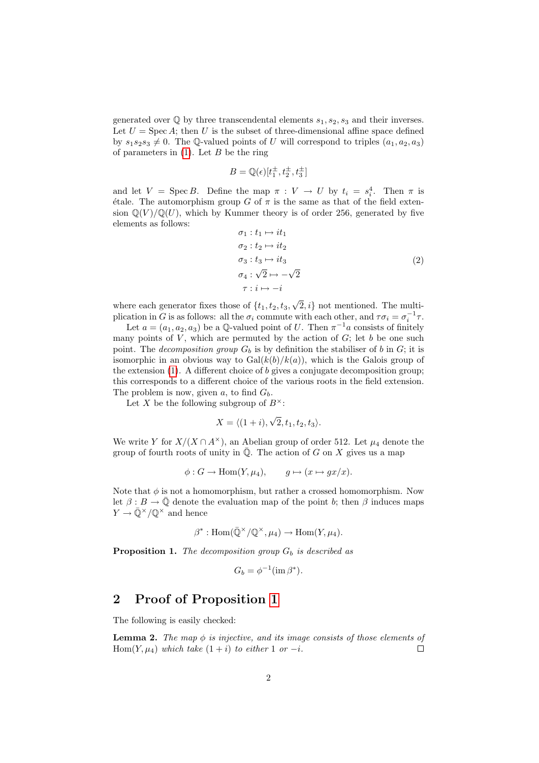generated over $\mathbb{Q}$ by three transcendental elements $s_1, s_2, s_3$ and their inverses. Let $U = \operatorname{Spec} A$; then $U$ is the subset of three-dimensional affine space defined by $s_1 s_2 s_3 \neq 0$. The $\mathbb{Q}$-valued points of $U$ will correspond to triples $(a_1, a_2, a_3)$ of parameters in (1). Let $B$ be the ring

$$B = \mathbb{Q}(\epsilon)[t_1^{\pm}, t_2^{\pm}, t_3^{\pm}]$$

and let $V = \operatorname{Spec} B$. Define the map $\pi : V \to U$ by $t_i = s_i^4$. Then $\pi$ is étale. The automorphism group $G$ of $\pi$ is the same as that of the field extension $\mathbb{Q}(V)/\mathbb{Q}(U)$, which by Kummer theory is of order 256, generated by five elements as follows:

$$\begin{aligned}
\sigma_1 &: t_1 \mapsto it_1 \\
\sigma_2 &: t_2 \mapsto it_2 \\
\sigma_3 &: t_3 \mapsto it_3 \\
\sigma_4 &: \sqrt{2} \mapsto -\sqrt{2} \\
\tau &: i \mapsto -i
\end{aligned} \tag{2}$$

where each generator fixes those of $\{t_1, t_2, t_3, \sqrt{2}, i\}$ not mentioned. The multiplication in $G$ is as follows: all the $\sigma_i$ commute with each other, and $\tau\sigma_i = \sigma_i^{-1}\tau$.

Let $a = (a_1, a_2, a_3)$ be a $\mathbb{Q}$-valued point of $U$. Then $\pi^{-1}a$ consists of finitely many points of $V$, which are permuted by the action of $G$; let $b$ be one such point. The *decomposition group* $G_b$ is by definition the stabiliser of $b$ in $G$; it is isomorphic in an obvious way to $\operatorname{Gal}(k(b)/k(a))$, which is the Galois group of the extension (1). A different choice of $b$ gives a conjugate decomposition group; this corresponds to a different choice of the various roots in the field extension. The problem is now, given $a$, to find $G_b$.

Let $X$ be the following subgroup of $B^\times$:

$$X = \langle (1+i), \sqrt{2}, t_1, t_2, t_3 \rangle.$$

We write $Y$ for $X/(X \cap A^\times)$, an Abelian group of order 512. Let $\mu_4$ denote the group of fourth roots of unity in $\bar{\mathbb{Q}}$. The action of $G$ on $X$ gives us a map

$$\phi : G \to \operatorname{Hom}(Y, \mu_4), \qquad g \mapsto (x \mapsto gx/x).$$

Note that $\phi$ is not a homomorphism, but rather a crossed homomorphism. Now let $\beta : B \to \bar{\mathbb{Q}}$ denote the evaluation map of the point $b$; then $\beta$ induces maps $Y \to \bar{\mathbb{Q}}^\times/\mathbb{Q}^\times$ and hence

$$\beta^* : \operatorname{Hom}(\bar{\mathbb{Q}}^\times/\mathbb{Q}^\times, \mu_4) \to \operatorname{Hom}(Y, \mu_4).$$

**Proposition 1.** *The decomposition group $G_b$ is described as*

$$G_b = \phi^{-1}(\operatorname{im} \beta^*).$$

## 2 Proof of Proposition 1

The following is easily checked:

**Lemma 2.** *The map $\phi$ is injective, and its image consists of those elements of $\operatorname{Hom}(Y, \mu_4)$ which take $(1+i)$ to either $1$ or $-i$.* □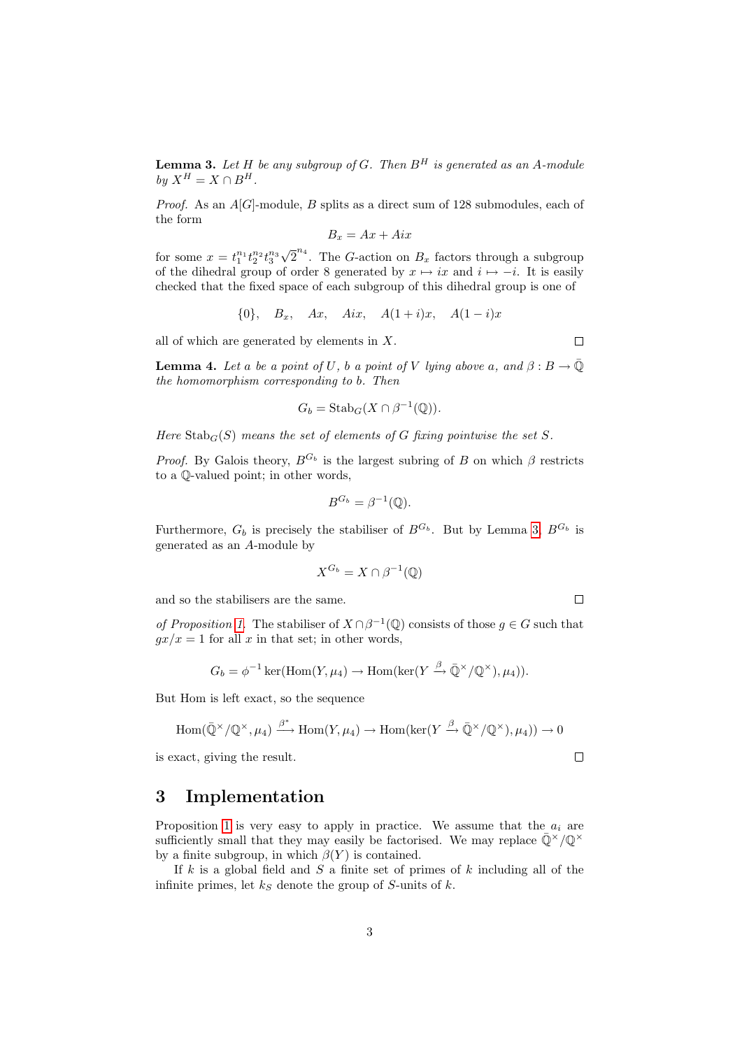**Lemma 3.** *Let $H$ be any subgroup of $G$. Then $B^H$ is generated as an $A$-module by $X^H = X \cap B^H$.*

*Proof.* As an $A[G]$-module, $B$ splits as a direct sum of 128 submodules, each of the form

$$B_x = Ax + Aix$$

for some $x = t_1^{n_1} t_2^{n_2} t_3^{n_3} \sqrt{2}^{n_4}$. The $G$-action on $B_x$ factors through a subgroup of the dihedral group of order 8 generated by $x \mapsto ix$ and $i \mapsto -i$. It is easily checked that the fixed space of each subgroup of this dihedral group is one of

$$\{0\}, \quad B_x, \quad Ax, \quad Aix, \quad A(1+i)x, \quad A(1-i)x$$

all of which are generated by elements in $X$. □

**Lemma 4.** *Let $a$ be a point of $U$, $b$ a point of $V$ lying above $a$, and $\beta : B \to \bar{\mathbb{Q}}$ the homomorphism corresponding to $b$. Then*

$$G_b = \mathrm{Stab}_G(X \cap \beta^{-1}(\mathbb{Q})).$$

*Here $\mathrm{Stab}_G(S)$ means the set of elements of $G$ fixing pointwise the set $S$.*

*Proof.* By Galois theory, $B^{G_b}$ is the largest subring of $B$ on which $\beta$ restricts to a $\mathbb{Q}$-valued point; in other words,

$$B^{G_b} = \beta^{-1}(\mathbb{Q}).$$

Furthermore, $G_b$ is precisely the stabiliser of $B^{G_b}$. But by Lemma 3, $B^{G_b}$ is generated as an $A$-module by

$$X^{G_b} = X \cap \beta^{-1}(\mathbb{Q})$$

and so the stabilisers are the same. □

*of Proposition 1.* The stabiliser of $X \cap \beta^{-1}(\mathbb{Q})$ consists of those $g \in G$ such that $gx/x = 1$ for all $x$ in that set; in other words,

$$G_b = \phi^{-1} \ker(\mathrm{Hom}(Y, \mu_4) \to \mathrm{Hom}(\ker(Y \xrightarrow{\beta} \bar{\mathbb{Q}}^\times/\mathbb{Q}^\times), \mu_4)).$$

But Hom is left exact, so the sequence

$$\mathrm{Hom}(\bar{\mathbb{Q}}^\times/\mathbb{Q}^\times, \mu_4) \xrightarrow{\beta^*} \mathrm{Hom}(Y, \mu_4) \to \mathrm{Hom}(\ker(Y \xrightarrow{\beta} \bar{\mathbb{Q}}^\times/\mathbb{Q}^\times), \mu_4)) \to 0$$

is exact, giving the result. □

# 3 Implementation

Proposition 1 is very easy to apply in practice. We assume that the $a_i$ are sufficiently small that they may easily be factorised. We may replace $\bar{\mathbb{Q}}^\times/\mathbb{Q}^\times$ by a finite subgroup, in which $\beta(Y)$ is contained.

If $k$ is a global field and $S$ a finite set of primes of $k$ including all of the infinite primes, let $k_S$ denote the group of $S$-units of $k$.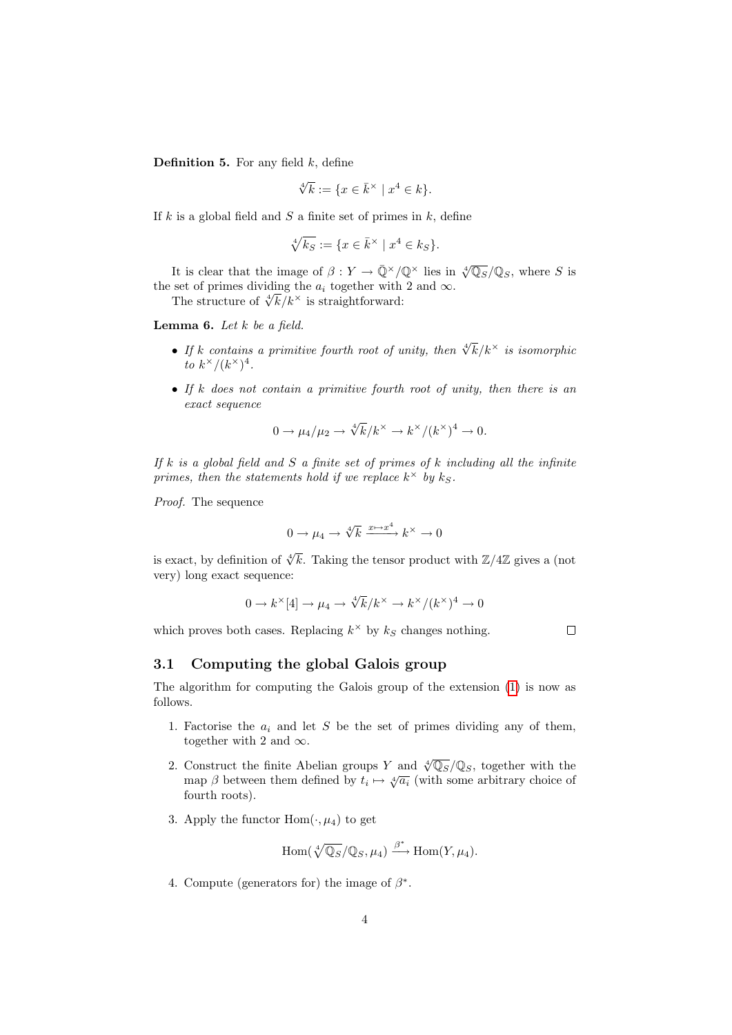**Definition 5.** For any field $k$, define

$$\sqrt[4]{k} := \{x \in \bar{k}^\times \mid x^4 \in k\}.$$

If $k$ is a global field and $S$ a finite set of primes in $k$, define

$$\sqrt[4]{k_S} := \{x \in \bar{k}^\times \mid x^4 \in k_S\}.$$

It is clear that the image of $\beta : Y \to \bar{\mathbb{Q}}^\times/\mathbb{Q}^\times$ lies in $\sqrt[4]{\mathbb{Q}_S}/\mathbb{Q}_S$, where $S$ is the set of primes dividing the $a_i$ together with 2 and $\infty$.

The structure of $\sqrt[4]{k}/k^\times$ is straightforward:

**Lemma 6.** *Let $k$ be a field.*

- *If $k$ contains a primitive fourth root of unity, then $\sqrt[4]{k}/k^\times$ is isomorphic to $k^\times/(k^\times)^4$.*
- *If $k$ does not contain a primitive fourth root of unity, then there is an exact sequence*

$$0 \to \mu_4/\mu_2 \to \sqrt[4]{k}/k^\times \to k^\times/(k^\times)^4 \to 0.$$

*If $k$ is a global field and $S$ a finite set of primes of $k$ including all the infinite primes, then the statements hold if we replace $k^\times$ by $k_S$.*

*Proof.* The sequence

$$0 \to \mu_4 \to \sqrt[4]{k} \xrightarrow{x \mapsto x^4} k^\times \to 0$$

is exact, by definition of $\sqrt[4]{k}$. Taking the tensor product with $\mathbb{Z}/4\mathbb{Z}$ gives a (not very) long exact sequence:

$$0 \to k^\times[4] \to \mu_4 \to \sqrt[4]{k}/k^\times \to k^\times/(k^\times)^4 \to 0$$

which proves both cases. Replacing $k^\times$ by $k_S$ changes nothing. $\square$

## 3.1 Computing the global Galois group

The algorithm for computing the Galois group of the extension (1) is now as follows.

1. Factorise the $a_i$ and let $S$ be the set of primes dividing any of them, together with 2 and $\infty$.
2. Construct the finite Abelian groups $Y$ and $\sqrt[4]{\mathbb{Q}_S}/\mathbb{Q}_S$, together with the map $\beta$ between them defined by $t_i \mapsto \sqrt[4]{a_i}$ (with some arbitrary choice of fourth roots).
3. Apply the functor $\mathrm{Hom}(\cdot, \mu_4)$ to get

$$\mathrm{Hom}(\sqrt[4]{\mathbb{Q}_S}/\mathbb{Q}_S, \mu_4) \xrightarrow{\beta^*} \mathrm{Hom}(Y, \mu_4).$$

4. Compute (generators for) the image of $\beta^*$.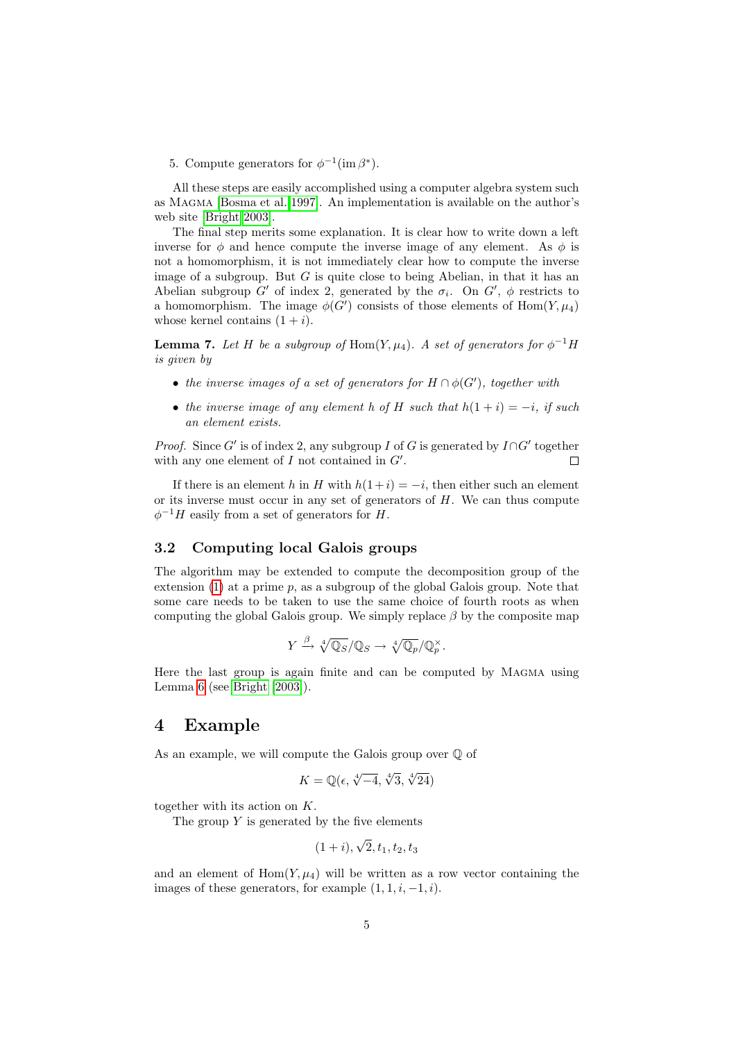5. Compute generators for $\phi^{-1}(\operatorname{im}\beta^*)$.

All these steps are easily accomplished using a computer algebra system such as Magma [Bosma et al. 1997]. An implementation is available on the author's web site [Bright 2003].

The final step merits some explanation. It is clear how to write down a left inverse for $\phi$ and hence compute the inverse image of any element. As $\phi$ is not a homomorphism, it is not immediately clear how to compute the inverse image of a subgroup. But $G$ is quite close to being Abelian, in that it has an Abelian subgroup $G'$ of index 2, generated by the $\sigma_i$. On $G'$, $\phi$ restricts to a homomorphism. The image $\phi(G')$ consists of those elements of $\operatorname{Hom}(Y, \mu_4)$ whose kernel contains $(1 + i)$.

**Lemma 7.** *Let $H$ be a subgroup of $\operatorname{Hom}(Y, \mu_4)$. A set of generators for $\phi^{-1}H$ is given by*

- *the inverse images of a set of generators for $H \cap \phi(G')$, together with*
- *the inverse image of any element $h$ of $H$ such that $h(1+i) = -i$, if such an element exists.*

*Proof.* Since $G'$ is of index 2, any subgroup $I$ of $G$ is generated by $I \cap G'$ together with any one element of $I$ not contained in $G'$. □

If there is an element $h$ in $H$ with $h(1+i) = -i$, then either such an element or its inverse must occur in any set of generators of $H$. We can thus compute $\phi^{-1}H$ easily from a set of generators for $H$.

## 3.2 Computing local Galois groups

The algorithm may be extended to compute the decomposition group of the extension (1) at a prime $p$, as a subgroup of the global Galois group. Note that some care needs to be taken to use the same choice of fourth roots as when computing the global Galois group. We simply replace $\beta$ by the composite map

$$Y \xrightarrow{\beta} \sqrt[4]{\mathbb{Q}_S}/\mathbb{Q}_S \to \sqrt[4]{\mathbb{Q}_p}/\mathbb{Q}_p^\times.$$

Here the last group is again finite and can be computed by Magma using Lemma 6 (see Bright [2003]).

# 4 Example

As an example, we will compute the Galois group over $\mathbb{Q}$ of

$$K = \mathbb{Q}(\epsilon, \sqrt[4]{-4}, \sqrt[4]{3}, \sqrt[4]{24})$$

together with its action on $K$.

The group $Y$ is generated by the five elements

$$(1+i), \sqrt{2}, t_1, t_2, t_3$$

and an element of $\operatorname{Hom}(Y, \mu_4)$ will be written as a row vector containing the images of these generators, for example $(1, 1, i, -1, i)$.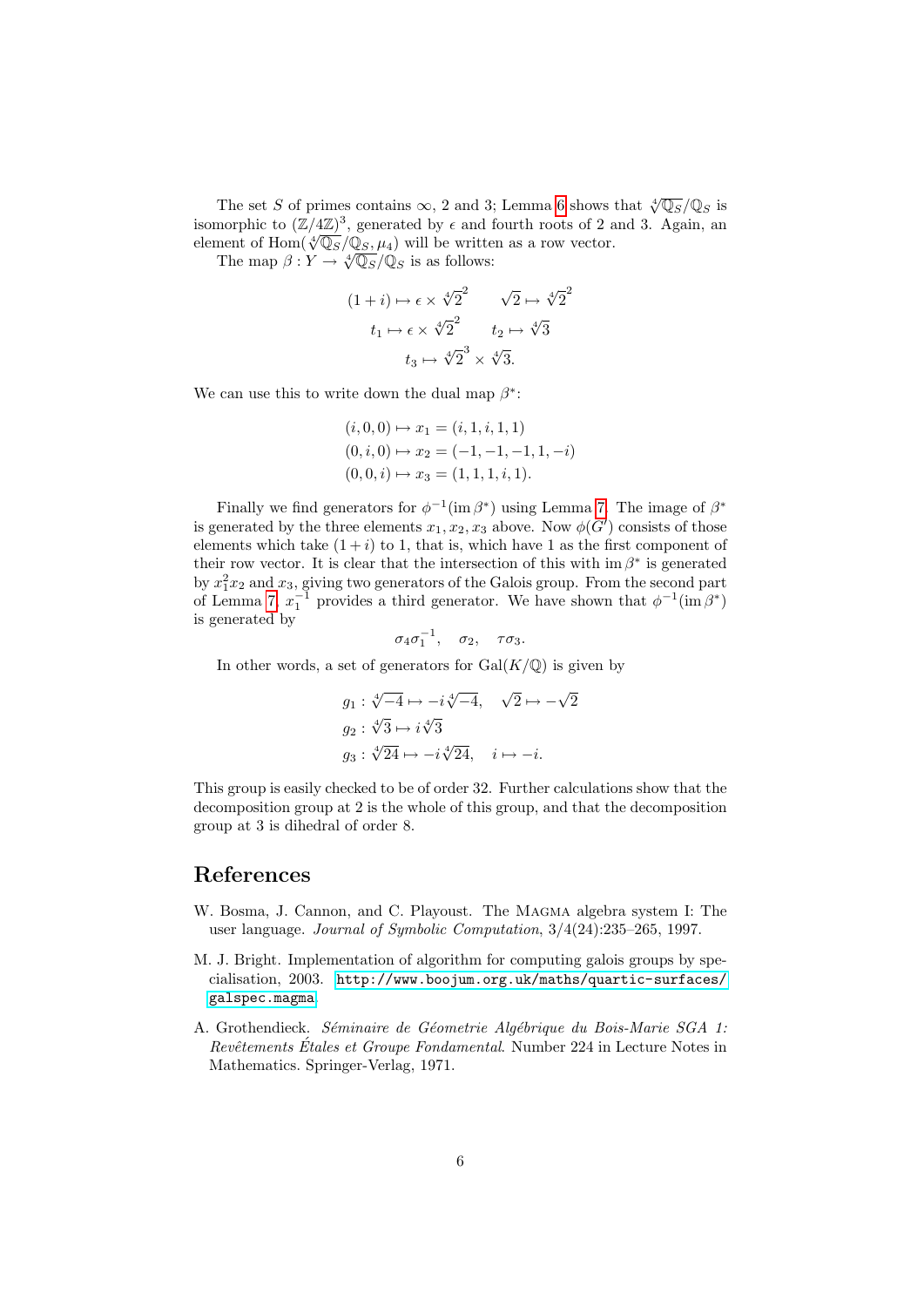The set $S$ of primes contains $\infty$, 2 and 3; Lemma 6 shows that $\sqrt[4]{\mathbb{Q}_S}/\mathbb{Q}_S$ is isomorphic to $(\mathbb{Z}/4\mathbb{Z})^3$, generated by $\epsilon$ and fourth roots of 2 and 3. Again, an element of $\mathrm{Hom}(\sqrt[4]{\mathbb{Q}_S}/\mathbb{Q}_S, \mu_4)$ will be written as a row vector.

The map $\beta : Y \to \sqrt[4]{\mathbb{Q}_S}/\mathbb{Q}_S$ is as follows:

$$(1+i) \mapsto \epsilon \times \sqrt[4]{2}^2 \qquad \sqrt{2} \mapsto \sqrt[4]{2}^2$$
$$t_1 \mapsto \epsilon \times \sqrt[4]{2}^2 \qquad t_2 \mapsto \sqrt[4]{3}$$
$$t_3 \mapsto \sqrt[4]{2}^3 \times \sqrt[4]{3}.$$

We can use this to write down the dual map $\beta^*$:

$$(i, 0, 0) \mapsto x_1 = (i, 1, i, 1, 1)$$
$$(0, i, 0) \mapsto x_2 = (-1, -1, -1, 1, -i)$$
$$(0, 0, i) \mapsto x_3 = (1, 1, 1, i, 1).$$

Finally we find generators for $\phi^{-1}(\mathrm{im}\,\beta^*)$ using Lemma 7. The image of $\beta^*$ is generated by the three elements $x_1, x_2, x_3$ above. Now $\phi(G')$ consists of those elements which take $(1+i)$ to 1, that is, which have 1 as the first component of their row vector. It is clear that the intersection of this with $\mathrm{im}\,\beta^*$ is generated by $x_1^2 x_2$ and $x_3$, giving two generators of the Galois group. From the second part of Lemma 7, $x_1^{-1}$ provides a third generator. We have shown that $\phi^{-1}(\mathrm{im}\,\beta^*)$ is generated by

$$\sigma_4\sigma_1^{-1}, \quad \sigma_2, \quad \tau\sigma_3.$$

In other words, a set of generators for $\mathrm{Gal}(K/\mathbb{Q})$ is given by

$$g_1 : \sqrt[4]{-4} \mapsto -i\sqrt[4]{-4}, \quad \sqrt{2} \mapsto -\sqrt{2}$$
$$g_2 : \sqrt[4]{3} \mapsto i\sqrt[4]{3}$$
$$g_3 : \sqrt[4]{24} \mapsto -i\sqrt[4]{24}, \quad i \mapsto -i.$$

This group is easily checked to be of order 32. Further calculations show that the decomposition group at 2 is the whole of this group, and that the decomposition group at 3 is dihedral of order 8.

## References

W. Bosma, J. Cannon, and C. Playoust. The MAGMA algebra system I: The user language. *Journal of Symbolic Computation*, 3/4(24):235–265, 1997.

M. J. Bright. Implementation of algorithm for computing galois groups by specialisation, 2003. http://www.boojum.org.uk/maths/quartic-surfaces/galspec.magma.

A. Grothendieck. *Séminaire de Géometrie Algébrique du Bois-Marie SGA 1: Revêtements Étales et Groupe Fondamental*. Number 224 in Lecture Notes in Mathematics. Springer-Verlag, 1971.